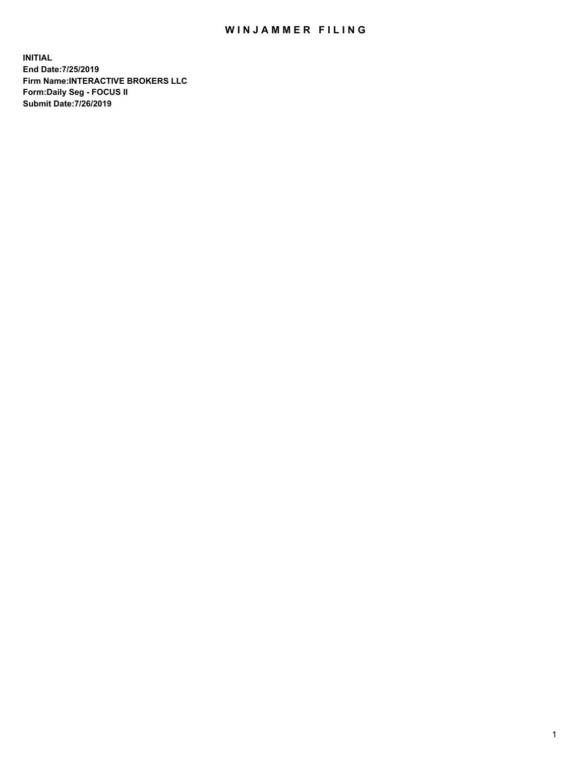# WINJAMMER FILING

**INITIAL**
**End Date:7/25/2019**
**Firm Name:INTERACTIVE BROKERS LLC**
**Form:Daily Seg - FOCUS II**
**Submit Date:7/26/2019**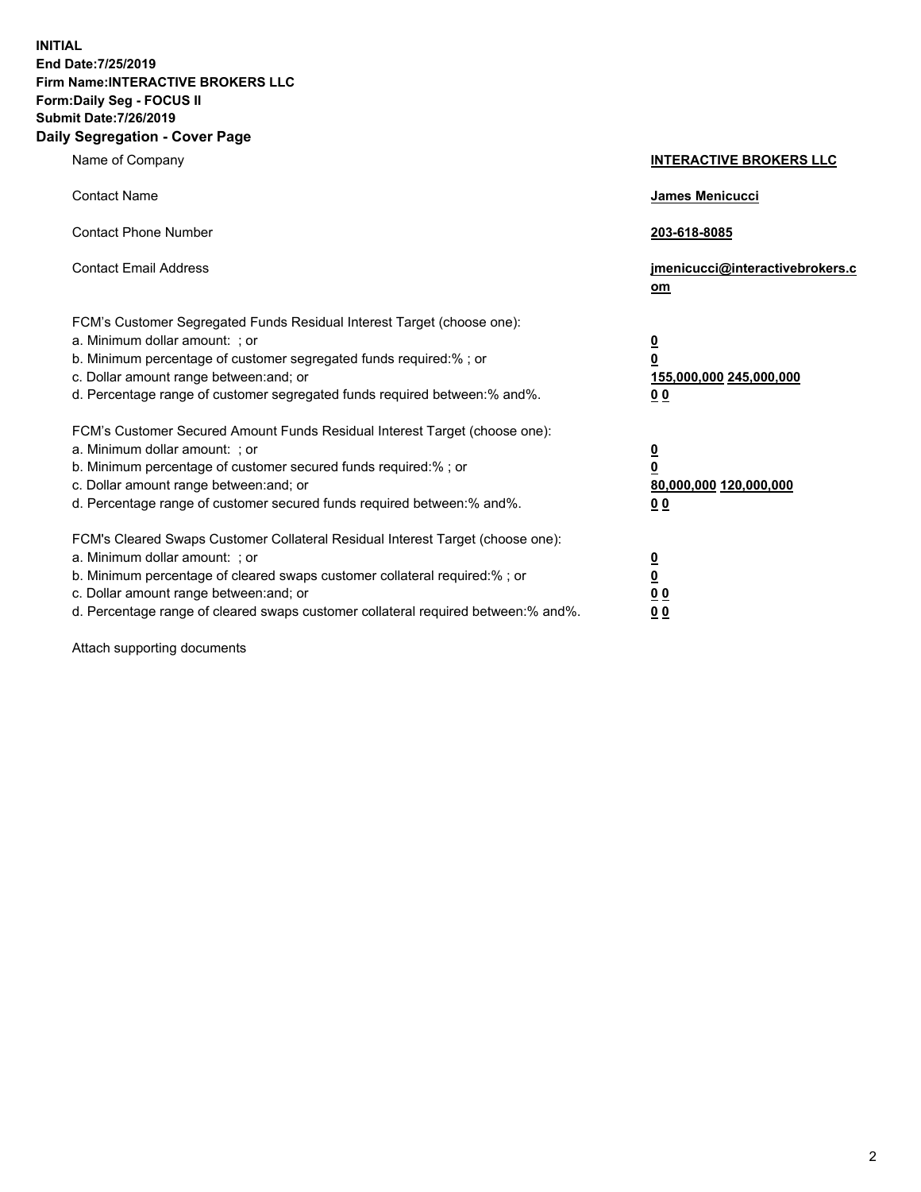**INITIAL**
**End Date:7/25/2019**
**Firm Name:INTERACTIVE BROKERS LLC**
**Form:Daily Seg - FOCUS II**
**Submit Date:7/26/2019**
**Daily Segregation - Cover Page**

| | |
|---|---|
| Name of Company | **INTERACTIVE BROKERS LLC** |
| Contact Name | **James Menicucci** |
| Contact Phone Number | **203-618-8085** |
| Contact Email Address | **jmenicucci@interactivebrokers.com** |

FCM's Customer Segregated Funds Residual Interest Target (choose one):

| | |
|---|---|
| a. Minimum dollar amount: ; or | **0** |
| b. Minimum percentage of customer segregated funds required:% ; or | **0** |
| c. Dollar amount range between:and; or | **155,000,000 245,000,000** |
| d. Percentage range of customer segregated funds required between:% and%. | **0 0** |

FCM's Customer Secured Amount Funds Residual Interest Target (choose one):

| | |
|---|---|
| a. Minimum dollar amount: ; or | **0** |
| b. Minimum percentage of customer secured funds required:% ; or | **0** |
| c. Dollar amount range between:and; or | **80,000,000 120,000,000** |
| d. Percentage range of customer secured funds required between:% and%. | **0 0** |

FCM's Cleared Swaps Customer Collateral Residual Interest Target (choose one):

| | |
|---|---|
| a. Minimum dollar amount: ; or | **0** |
| b. Minimum percentage of cleared swaps customer collateral required:% ; or | **0** |
| c. Dollar amount range between:and; or | **0 0** |
| d. Percentage range of cleared swaps customer collateral required between:% and%. | **0 0** |

Attach supporting documents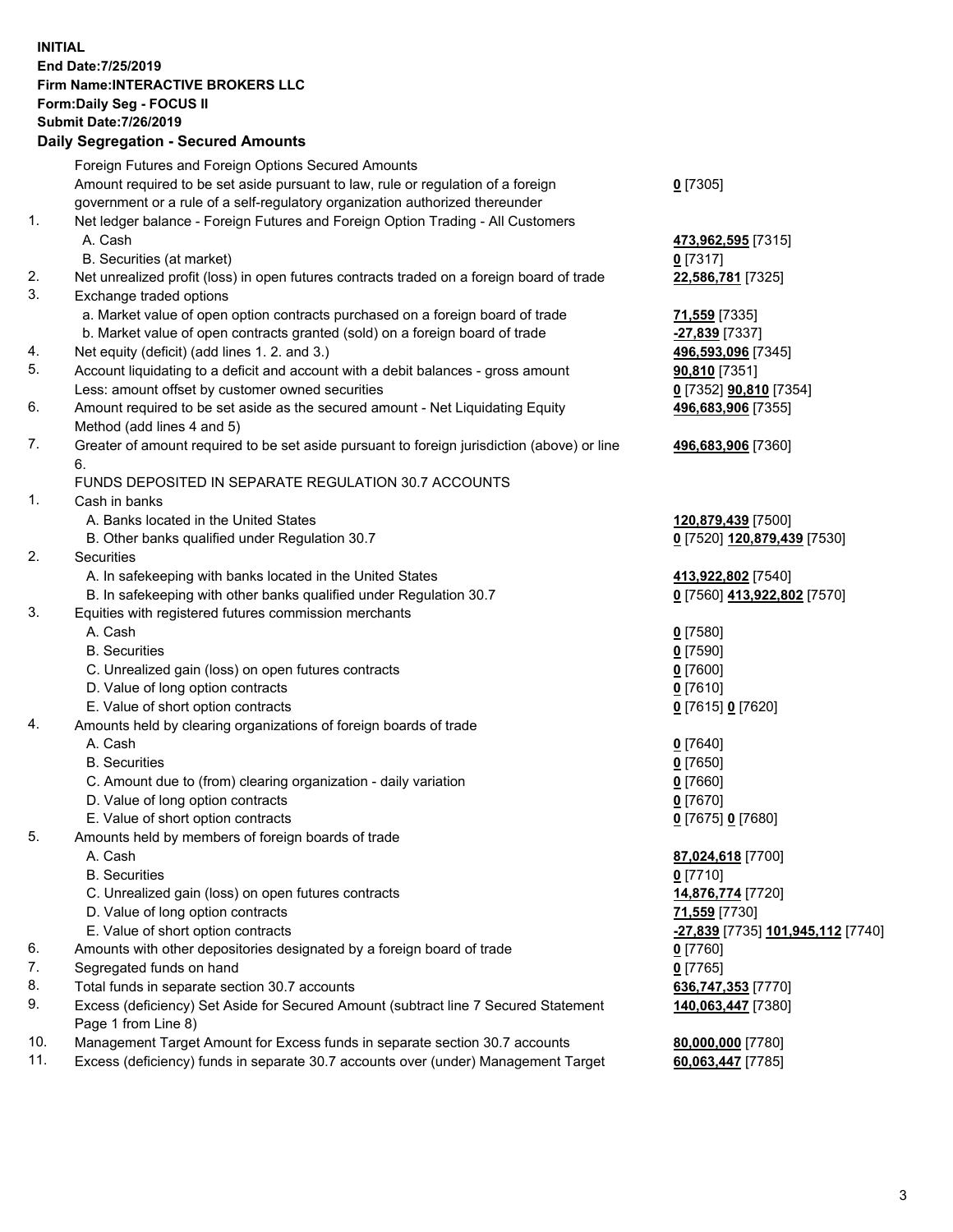**INITIAL**
**End Date:7/25/2019**
**Firm Name:INTERACTIVE BROKERS LLC**
**Form:Daily Seg - FOCUS II**
**Submit Date:7/26/2019**

**Daily Segregation - Secured Amounts**

| | | |
|---|---|---|
| | Foreign Futures and Foreign Options Secured Amounts | |
| | Amount required to be set aside pursuant to law, rule or regulation of a foreign government or a rule of a self-regulatory organization authorized thereunder | **0** [7305] |
| 1. | Net ledger balance - Foreign Futures and Foreign Option Trading - All Customers | |
| | A. Cash | **473,962,595** [7315] |
| | B. Securities (at market) | **0** [7317] |
| 2. | Net unrealized profit (loss) in open futures contracts traded on a foreign board of trade | **22,586,781** [7325] |
| 3. | Exchange traded options | |
| | a. Market value of open option contracts purchased on a foreign board of trade | **71,559** [7335] |
| | b. Market value of open contracts granted (sold) on a foreign board of trade | **-27,839** [7337] |
| 4. | Net equity (deficit) (add lines 1. 2. and 3.) | **496,593,096** [7345] |
| 5. | Account liquidating to a deficit and account with a debit balances - gross amount | **90,810** [7351] |
| | Less: amount offset by customer owned securities | **0** [7352] **90,810** [7354] |
| 6. | Amount required to be set aside as the secured amount - Net Liquidating Equity Method (add lines 4 and 5) | **496,683,906** [7355] |
| 7. | Greater of amount required to be set aside pursuant to foreign jurisdiction (above) or line 6. | **496,683,906** [7360] |
| | FUNDS DEPOSITED IN SEPARATE REGULATION 30.7 ACCOUNTS | |
| 1. | Cash in banks | |
| | A. Banks located in the United States | **120,879,439** [7500] |
| | B. Other banks qualified under Regulation 30.7 | **0** [7520] **120,879,439** [7530] |
| 2. | Securities | |
| | A. In safekeeping with banks located in the United States | **413,922,802** [7540] |
| | B. In safekeeping with other banks qualified under Regulation 30.7 | **0** [7560] **413,922,802** [7570] |
| 3. | Equities with registered futures commission merchants | |
| | A. Cash | **0** [7580] |
| | B. Securities | **0** [7590] |
| | C. Unrealized gain (loss) on open futures contracts | **0** [7600] |
| | D. Value of long option contracts | **0** [7610] |
| | E. Value of short option contracts | **0** [7615] **0** [7620] |
| 4. | Amounts held by clearing organizations of foreign boards of trade | |
| | A. Cash | **0** [7640] |
| | B. Securities | **0** [7650] |
| | C. Amount due to (from) clearing organization - daily variation | **0** [7660] |
| | D. Value of long option contracts | **0** [7670] |
| | E. Value of short option contracts | **0** [7675] **0** [7680] |
| 5. | Amounts held by members of foreign boards of trade | |
| | A. Cash | **87,024,618** [7700] |
| | B. Securities | **0** [7710] |
| | C. Unrealized gain (loss) on open futures contracts | **14,876,774** [7720] |
| | D. Value of long option contracts | **71,559** [7730] |
| | E. Value of short option contracts | **-27,839** [7735] **101,945,112** [7740] |
| 6. | Amounts with other depositories designated by a foreign board of trade | **0** [7760] |
| 7. | Segregated funds on hand | **0** [7765] |
| 8. | Total funds in separate section 30.7 accounts | **636,747,353** [7770] |
| 9. | Excess (deficiency) Set Aside for Secured Amount (subtract line 7 Secured Statement Page 1 from Line 8) | **140,063,447** [7380] |
| 10. | Management Target Amount for Excess funds in separate section 30.7 accounts | **80,000,000** [7780] |
| 11. | Excess (deficiency) funds in separate 30.7 accounts over (under) Management Target | **60,063,447** [7785] |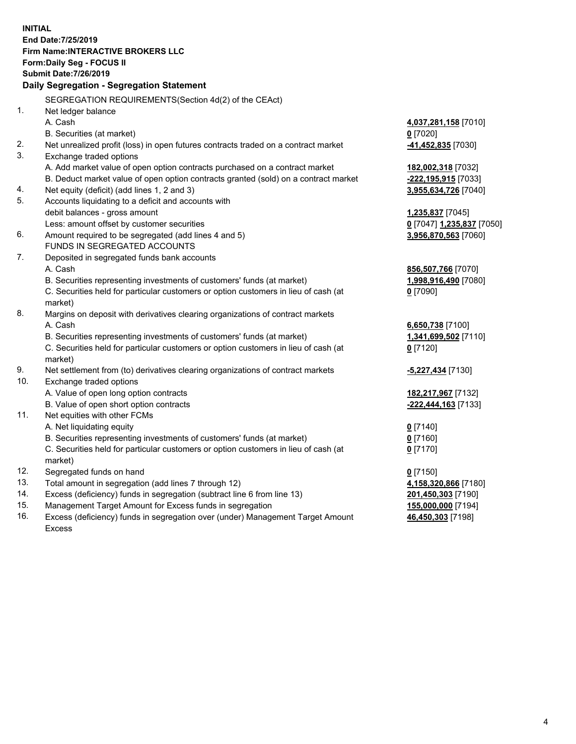**INITIAL**
**End Date:7/25/2019**
**Firm Name:INTERACTIVE BROKERS LLC**
**Form:Daily Seg - FOCUS II**
**Submit Date:7/26/2019**

### Daily Segregation - Segregation Statement

| | | |
|---|---|---|
| | SEGREGATION REQUIREMENTS(Section 4d(2) of the CEAct) | |
| 1. | Net ledger balance | |
| | A. Cash | **4,037,281,158** [7010] |
| | B. Securities (at market) | **0** [7020] |
| 2. | Net unrealized profit (loss) in open futures contracts traded on a contract market | **-41,452,835** [7030] |
| 3. | Exchange traded options | |
| | A. Add market value of open option contracts purchased on a contract market | **182,002,318** [7032] |
| | B. Deduct market value of open option contracts granted (sold) on a contract market | **-222,195,915** [7033] |
| 4. | Net equity (deficit) (add lines 1, 2 and 3) | **3,955,634,726** [7040] |
| 5. | Accounts liquidating to a deficit and accounts with debit balances - gross amount | **1,235,837** [7045] |
| | Less: amount offset by customer securities | **0** [7047] **1,235,837** [7050] |
| 6. | Amount required to be segregated (add lines 4 and 5) | **3,956,870,563** [7060] |
| | FUNDS IN SEGREGATED ACCOUNTS | |
| 7. | Deposited in segregated funds bank accounts | |
| | A. Cash | **856,507,766** [7070] |
| | B. Securities representing investments of customers' funds (at market) | **1,998,916,490** [7080] |
| | C. Securities held for particular customers or option customers in lieu of cash (at market) | **0** [7090] |
| 8. | Margins on deposit with derivatives clearing organizations of contract markets | |
| | A. Cash | **6,650,738** [7100] |
| | B. Securities representing investments of customers' funds (at market) | **1,341,699,502** [7110] |
| | C. Securities held for particular customers or option customers in lieu of cash (at market) | **0** [7120] |
| 9. | Net settlement from (to) derivatives clearing organizations of contract markets | **-5,227,434** [7130] |
| 10. | Exchange traded options | |
| | A. Value of open long option contracts | **182,217,967** [7132] |
| | B. Value of open short option contracts | **-222,444,163** [7133] |
| 11. | Net equities with other FCMs | |
| | A. Net liquidating equity | **0** [7140] |
| | B. Securities representing investments of customers' funds (at market) | **0** [7160] |
| | C. Securities held for particular customers or option customers in lieu of cash (at market) | **0** [7170] |
| 12. | Segregated funds on hand | **0** [7150] |
| 13. | Total amount in segregation (add lines 7 through 12) | **4,158,320,866** [7180] |
| 14. | Excess (deficiency) funds in segregation (subtract line 6 from line 13) | **201,450,303** [7190] |
| 15. | Management Target Amount for Excess funds in segregation | **155,000,000** [7194] |
| 16. | Excess (deficiency) funds in segregation over (under) Management Target Amount Excess | **46,450,303** [7198] |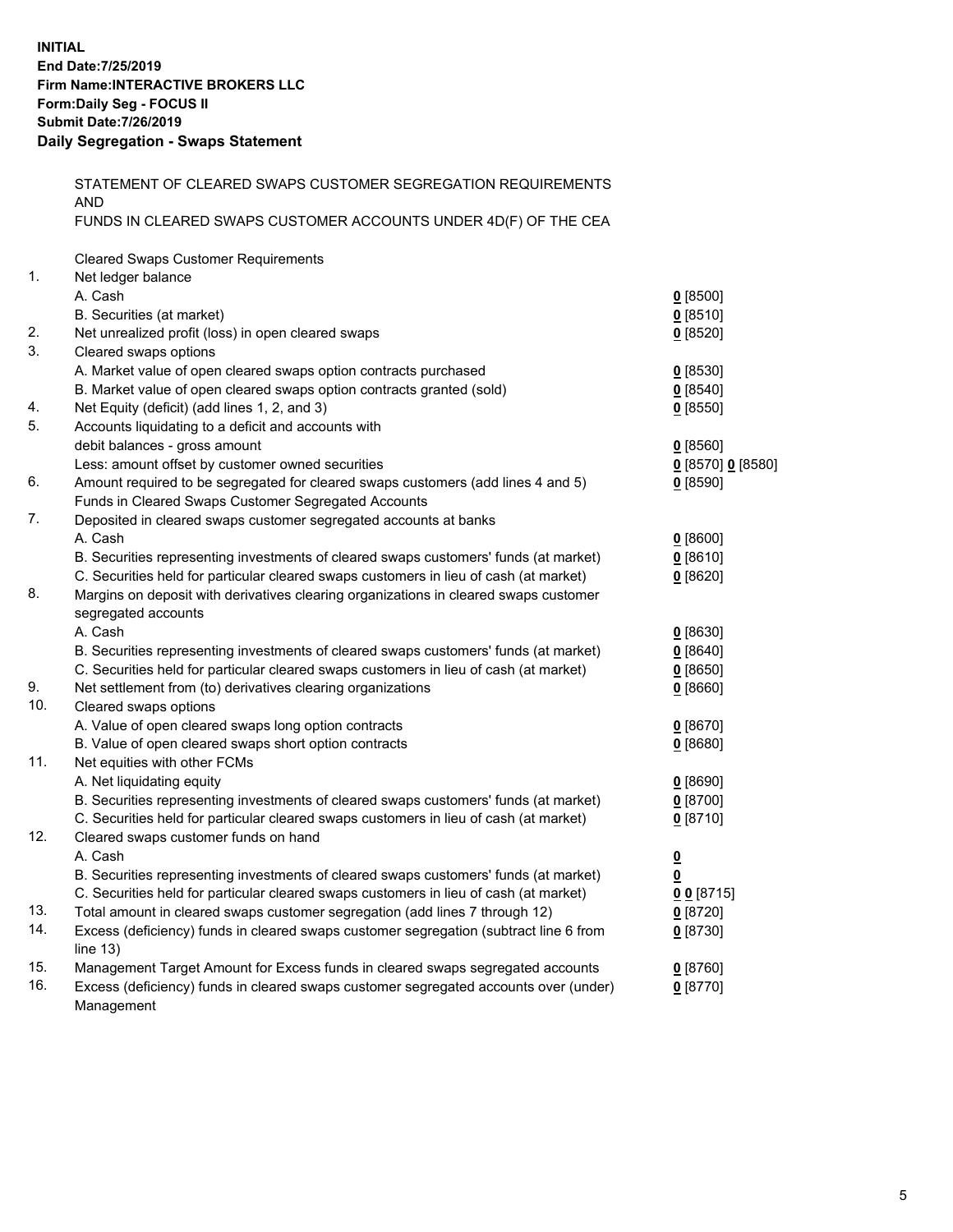**INITIAL**
**End Date:7/25/2019**
**Firm Name:INTERACTIVE BROKERS LLC**
**Form:Daily Seg - FOCUS II**
**Submit Date:7/26/2019**
**Daily Segregation - Swaps Statement**

STATEMENT OF CLEARED SWAPS CUSTOMER SEGREGATION REQUIREMENTS AND FUNDS IN CLEARED SWAPS CUSTOMER ACCOUNTS UNDER 4D(F) OF THE CEA

| | | |
|---|---|---|
| | Cleared Swaps Customer Requirements | |
| 1. | Net ledger balance | |
| | A. Cash | 0 [8500] |
| | B. Securities (at market) | 0 [8510] |
| 2. | Net unrealized profit (loss) in open cleared swaps | 0 [8520] |
| 3. | Cleared swaps options | |
| | A. Market value of open cleared swaps option contracts purchased | 0 [8530] |
| | B. Market value of open cleared swaps option contracts granted (sold) | 0 [8540] |
| 4. | Net Equity (deficit) (add lines 1, 2, and 3) | 0 [8550] |
| 5. | Accounts liquidating to a deficit and accounts with | |
| | debit balances - gross amount | 0 [8560] |
| | Less: amount offset by customer owned securities | 0 [8570] 0 [8580] |
| 6. | Amount required to be segregated for cleared swaps customers (add lines 4 and 5) | 0 [8590] |
| | Funds in Cleared Swaps Customer Segregated Accounts | |
| 7. | Deposited in cleared swaps customer segregated accounts at banks | |
| | A. Cash | 0 [8600] |
| | B. Securities representing investments of cleared swaps customers' funds (at market) | 0 [8610] |
| | C. Securities held for particular cleared swaps customers in lieu of cash (at market) | 0 [8620] |
| 8. | Margins on deposit with derivatives clearing organizations in cleared swaps customer segregated accounts | |
| | A. Cash | 0 [8630] |
| | B. Securities representing investments of cleared swaps customers' funds (at market) | 0 [8640] |
| | C. Securities held for particular cleared swaps customers in lieu of cash (at market) | 0 [8650] |
| 9. | Net settlement from (to) derivatives clearing organizations | 0 [8660] |
| 10. | Cleared swaps options | |
| | A. Value of open cleared swaps long option contracts | 0 [8670] |
| | B. Value of open cleared swaps short option contracts | 0 [8680] |
| 11. | Net equities with other FCMs | |
| | A. Net liquidating equity | 0 [8690] |
| | B. Securities representing investments of cleared swaps customers' funds (at market) | 0 [8700] |
| | C. Securities held for particular cleared swaps customers in lieu of cash (at market) | 0 [8710] |
| 12. | Cleared swaps customer funds on hand | |
| | A. Cash | 0 |
| | B. Securities representing investments of cleared swaps customers' funds (at market) | 0 |
| | C. Securities held for particular cleared swaps customers in lieu of cash (at market) | 0 0 [8715] |
| 13. | Total amount in cleared swaps customer segregation (add lines 7 through 12) | 0 [8720] |
| 14. | Excess (deficiency) funds in cleared swaps customer segregation (subtract line 6 from line 13) | 0 [8730] |
| 15. | Management Target Amount for Excess funds in cleared swaps segregated accounts | 0 [8760] |
| 16. | Excess (deficiency) funds in cleared swaps customer segregated accounts over (under) Management | 0 [8770] |